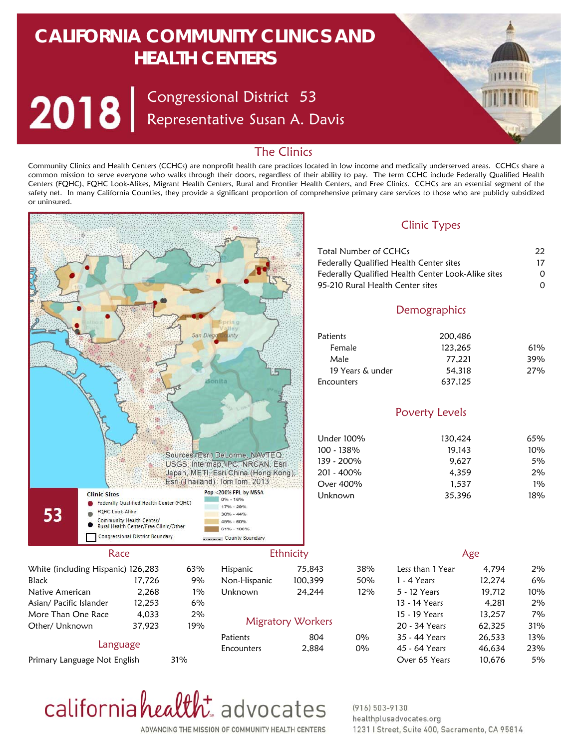# CALIFORNIA COMMUNITY CLINICS AND HEALTH CENTERS

# 2018 | Congressional District 53
## Representative Susan A. Davis

## The Clinics

Community Clinics and Health Centers (CCHCs) are nonprofit health care practices located in low income and medically underserved areas. CCHCs share a common mission to serve everyone who walks through their doors, regardless of their ability to pay. The term CCHC include Federally Qualified Health Centers (FQHC), FQHC Look-Alikes, Migrant Health Centers, Rural and Frontier Health Centers, and Free Clinics. CCHCs are an essential segment of the safety net. In many California Counties, they provide a significant proportion of comprehensive primary care services to those who are publicly subsidized or uninsured.

Sources: Esri, DeLorme, NAVTEQ, USGS, Intermap, iPC, NRCAN, Esri Japan, METI, Esri China (Hong Kong), Esri (Thailand), TomTom, 2013

**53**

**Clinic Sites**
- Federally Qualified Health Center (FQHC)
- FQHC Look-Alike
- Community Health Center/ Rural Health Center/Free Clinic/Other
- Congressional District Boundary

**Pop <200% FPL by MSSA**
- 0% - 16%
- 17% - 29%
- 30% - 44%
- 45% - 60%
- 61% - 100%
- County Boundary

### Clinic Types

| | |
|---|---|
| Total Number of CCHCs | 22 |
| Federally Qualified Health Center sites | 17 |
| Federally Qualified Health Center Look-Alike sites | 0 |
| 95-210 Rural Health Center sites | 0 |

### Demographics

| | | |
|---|---|---|
| Patients | 200,486 | |
| Female | 123,265 | 61% |
| Male | 77,221 | 39% |
| 19 Years & under | 54,318 | 27% |
| Encounters | 637,125 | |

### Poverty Levels

| | | |
|---|---|---|
| Under 100% | 130,424 | 65% |
| 100 - 138% | 19,143 | 10% |
| 139 - 200% | 9,627 | 5% |
| 201 - 400% | 4,359 | 2% |
| Over 400% | 1,537 | 1% |
| Unknown | 35,396 | 18% |

### Race

| | | |
|---|---|---|
| White (including Hispanic) | 126,283 | 63% |
| Black | 17,726 | 9% |
| Native American | 2,268 | 1% |
| Asian/ Pacific Islander | 12,253 | 6% |
| More Than One Race | 4,033 | 2% |
| Other/ Unknown | 37,923 | 19% |

### Language

| | |
|---|---|
| Primary Language Not English | 31% |

### Ethnicity

| | | |
|---|---|---|
| Hispanic | 75,843 | 38% |
| Non-Hispanic | 100,399 | 50% |
| Unknown | 24,244 | 12% |

### Migratory Workers

| | | |
|---|---|---|
| Patients | 804 | 0% |
| Encounters | 2,884 | 0% |

### Age

| | | |
|---|---|---|
| Less than 1 Year | 4,794 | 2% |
| 1 - 4 Years | 12,274 | 6% |
| 5 - 12 Years | 19,712 | 10% |
| 13 - 14 Years | 4,281 | 2% |
| 15 - 19 Years | 13,257 | 7% |
| 20 - 34 Years | 62,325 | 31% |
| 35 - 44 Years | 26,533 | 13% |
| 45 - 64 Years | 46,634 | 23% |
| Over 65 Years | 10,676 | 5% |

california health+ advocates
ADVANCING THE MISSION OF COMMUNITY HEALTH CENTERS

(916) 503-9130
healthplusadvocates.org
1231 I Street, Suite 400, Sacramento, CA 95814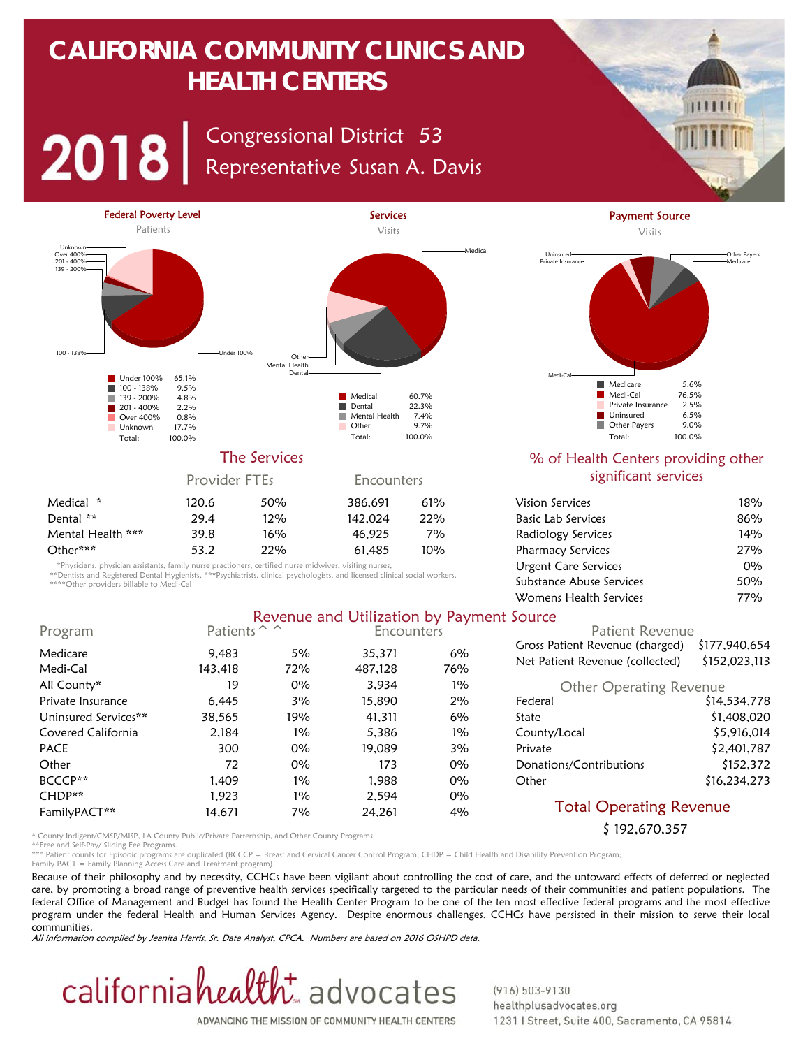# CALIFORNIA COMMUNITY CLINICS AND HEALTH CENTERS

# 2018 | Congressional District 53
## Representative Susan A. Davis

### Federal Poverty Level
Patients

Unknown
Over 400%
201 - 400%
139 - 200%
100 - 138%
Under 100%

Under 100% 65.1%
100 - 138% 9.5%
139 - 200% 4.8%
201 - 400% 2.2%
Over 400% 0.8%
Unknown 17.7%
Total: 100.0%

### Services
Visits

Medical
Other
Mental Health
Dental

Medical 60.7%
Dental 22.3%
Mental Health 7.4%
Other 9.7%
Total: 100.0%

### Payment Source
Visits

Uninsured
Private Insurance
Other Payers
Medicare
Medi-Cal

Medicare 5.6%
Medi-Cal 76.5%
Private Insurance 2.5%
Uninsured 6.5%
Other Payers 9.0%
Total: 100.0%

## The Services

| | Provider FTEs | | Encounters | |
|---|---|---|---|---|
| Medical * | 120.6 | 50% | 386,691 | 61% |
| Dental ** | 29.4 | 12% | 142,024 | 22% |
| Mental Health *** | 39.8 | 16% | 46,925 | 7% |
| Other*** | 53.2 | 22% | 61,485 | 10% |

*Physicians, physician assistants, family nurse practioners, certified nurse midwives, visiting nurses,
**Dentists and Registered Dental Hygienists, ***Psychiatrists, clinical psychologists, and licensed clinical social workers.
****Other providers billable to Medi-Cal

## % of Health Centers providing other significant services

| | |
|---|---|
| Vision Services | 18% |
| Basic Lab Services | 86% |
| Radiology Services | 14% |
| Pharmacy Services | 27% |
| Urgent Care Services | 0% |
| Substance Abuse Services | 50% |
| Womens Health Services | 77% |

## Revenue and Utilization by Payment Source

| Program | Patients^ ^ | | Encounters | |
|---|---|---|---|---|
| Medicare | 9,483 | 5% | 35,371 | 6% |
| Medi-Cal | 143,418 | 72% | 487,128 | 76% |
| All County* | 19 | 0% | 3,934 | 1% |
| Private Insurance | 6,445 | 3% | 15,890 | 2% |
| Uninsured Services** | 38,565 | 19% | 41,311 | 6% |
| Covered California | 2,184 | 1% | 5,386 | 1% |
| PACE | 300 | 0% | 19,089 | 3% |
| Other | 72 | 0% | 173 | 0% |
| BCCCP** | 1,409 | 1% | 1,988 | 0% |
| CHDP** | 1,923 | 1% | 2,594 | 0% |
| FamilyPACT** | 14,671 | 7% | 24,261 | 4% |

### Patient Revenue

| | |
|---|---|
| Gross Patient Revenue (charged) | $177,940,654 |
| Net Patient Revenue (collected) | $152,023,113 |

### Other Operating Revenue

| | |
|---|---|
| Federal | $14,534,778 |
| State | $1,408,020 |
| County/Local | $5,916,014 |
| Private | $2,401,787 |
| Donations/Contributions | $152,372 |
| Other | $16,234,273 |

### Total Operating Revenue
$ 192,670,357

* County Indigent/CMSP/MISP, LA County Public/Private Parternship, and Other County Programs.
**Free and Self-Pay/ Sliding Fee Programs.
*** Patient counts for Episodic programs are duplicated (BCCCP = Breast and Cervical Cancer Control Program; CHDP = Child Health and Disability Prevention Program;
Family PACT = Family Planning Access Care and Treatment program).

Because of their philosophy and by necessity, CCHCs have been vigilant about controlling the cost of care, and the untoward effects of deferred or neglected care, by promoting a broad range of preventive health services specifically targeted to the particular needs of their communities and patient populations. The federal Office of Management and Budget has found the Health Center Program to be one of the ten most effective federal programs and the most effective program under the federal Health and Human Services Agency. Despite enormous challenges, CCHCs have persisted in their mission to serve their local communities.

*All information compiled by Jeanita Harris, Sr. Data Analyst, CPCA. Numbers are based on 2016 OSHPD data.*

californiahealth+ advocates
ADVANCING THE MISSION OF COMMUNITY HEALTH CENTERS

(916) 503-9130
healthplusadvocates.org
1231 I Street, Suite 400, Sacramento, CA 95814